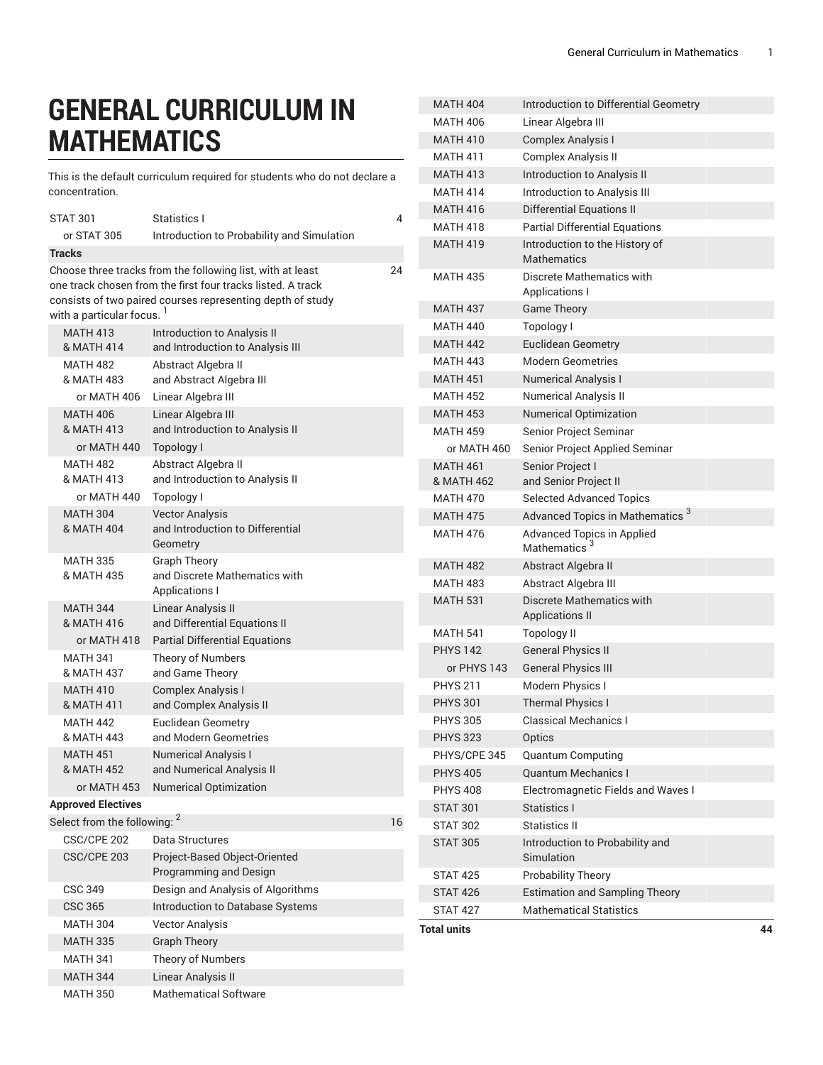# GENERAL CURRICULUM IN MATHEMATICS

This is the default curriculum required for students who do not declare a concentration.

| Course | Title | Units |
|---|---|---|
| STAT 301 | Statistics I | 4 |
| or STAT 305 | Introduction to Probability and Simulation | |
| **Tracks** | | |
| Choose three tracks from the following list, with at least one track chosen from the first four tracks listed. A track consists of two paired courses representing depth of study with a particular focus. [1] | | 24 |
| MATH 413 & MATH 414 | Introduction to Analysis II and Introduction to Analysis III | |
| MATH 482 & MATH 483 | Abstract Algebra II and Abstract Algebra III | |
| or MATH 406 | Linear Algebra III | |
| MATH 406 & MATH 413 | Linear Algebra III and Introduction to Analysis II | |
| or MATH 440 | Topology I | |
| MATH 482 & MATH 413 | Abstract Algebra II and Introduction to Analysis II | |
| or MATH 440 | Topology I | |
| MATH 304 & MATH 404 | Vector Analysis and Introduction to Differential Geometry | |
| MATH 335 & MATH 435 | Graph Theory and Discrete Mathematics with Applications I | |
| MATH 344 & MATH 416 | Linear Analysis II and Differential Equations II | |
| or MATH 418 | Partial Differential Equations | |
| MATH 341 & MATH 437 | Theory of Numbers and Game Theory | |
| MATH 410 & MATH 411 | Complex Analysis I and Complex Analysis II | |
| MATH 442 & MATH 443 | Euclidean Geometry and Modern Geometries | |
| MATH 451 & MATH 452 | Numerical Analysis I and Numerical Analysis II | |
| or MATH 453 | Numerical Optimization | |
| **Approved Electives** | | |
| Select from the following: [2] | | 16 |
| CSC/CPE 202 | Data Structures | |
| CSC/CPE 203 | Project-Based Object-Oriented Programming and Design | |
| CSC 349 | Design and Analysis of Algorithms | |
| CSC 365 | Introduction to Database Systems | |
| MATH 304 | Vector Analysis | |
| MATH 335 | Graph Theory | |
| MATH 341 | Theory of Numbers | |
| MATH 344 | Linear Analysis II | |
| MATH 350 | Mathematical Software | |
| MATH 404 | Introduction to Differential Geometry | |
| MATH 406 | Linear Algebra III | |
| MATH 410 | Complex Analysis I | |
| MATH 411 | Complex Analysis II | |
| MATH 413 | Introduction to Analysis II | |
| MATH 414 | Introduction to Analysis III | |
| MATH 416 | Differential Equations II | |
| MATH 418 | Partial Differential Equations | |
| MATH 419 | Introduction to the History of Mathematics | |
| MATH 435 | Discrete Mathematics with Applications I | |
| MATH 437 | Game Theory | |
| MATH 440 | Topology I | |
| MATH 442 | Euclidean Geometry | |
| MATH 443 | Modern Geometries | |
| MATH 451 | Numerical Analysis I | |
| MATH 452 | Numerical Analysis II | |
| MATH 453 | Numerical Optimization | |
| MATH 459 | Senior Project Seminar | |
| or MATH 460 | Senior Project Applied Seminar | |
| MATH 461 & MATH 462 | Senior Project I and Senior Project II | |
| MATH 470 | Selected Advanced Topics | |
| MATH 475 | Advanced Topics in Mathematics [3] | |
| MATH 476 | Advanced Topics in Applied Mathematics [3] | |
| MATH 482 | Abstract Algebra II | |
| MATH 483 | Abstract Algebra III | |
| MATH 531 | Discrete Mathematics with Applications II | |
| MATH 541 | Topology II | |
| PHYS 142 | General Physics II | |
| or PHYS 143 | General Physics III | |
| PHYS 211 | Modern Physics I | |
| PHYS 301 | Thermal Physics I | |
| PHYS 305 | Classical Mechanics I | |
| PHYS 323 | Optics | |
| PHYS/CPE 345 | Quantum Computing | |
| PHYS 405 | Quantum Mechanics I | |
| PHYS 408 | Electromagnetic Fields and Waves I | |
| STAT 301 | Statistics I | |
| STAT 302 | Statistics II | |
| STAT 305 | Introduction to Probability and Simulation | |
| STAT 425 | Probability Theory | |
| STAT 426 | Estimation and Sampling Theory | |
| STAT 427 | Mathematical Statistics | |
| **Total units** | | **44** |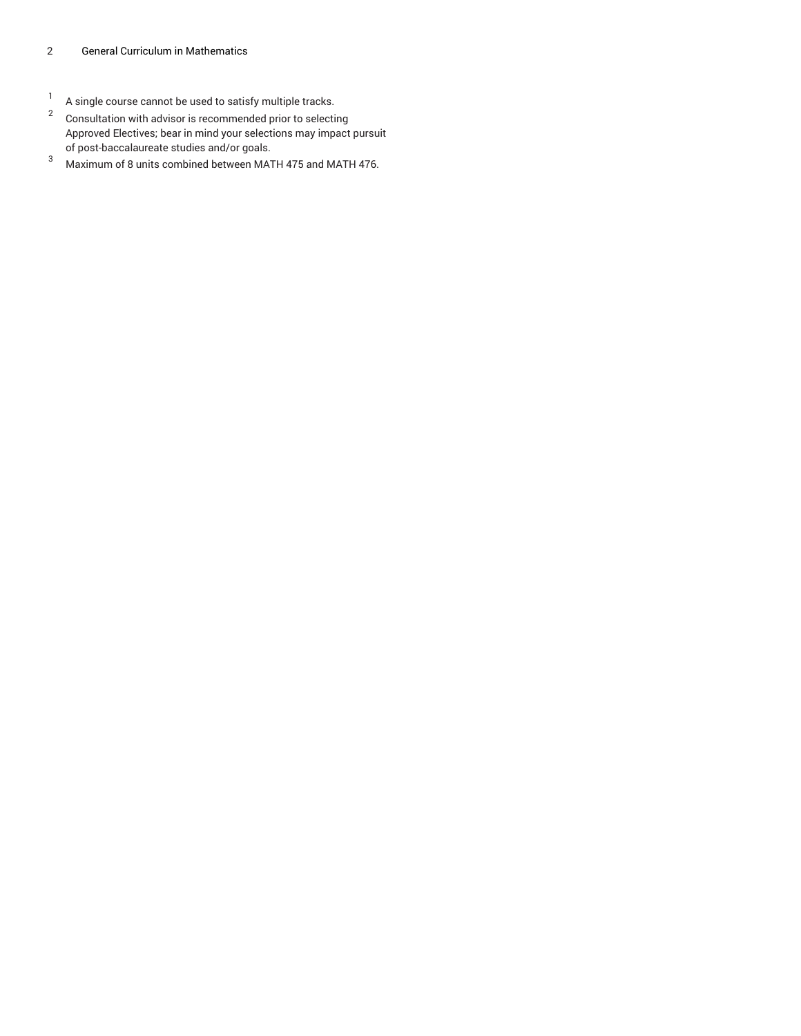[1] A single course cannot be used to satisfy multiple tracks.

[2] Consultation with advisor is recommended prior to selecting Approved Electives; bear in mind your selections may impact pursuit of post-baccalaureate studies and/or goals.

[3] Maximum of 8 units combined between MATH 475 and MATH 476.